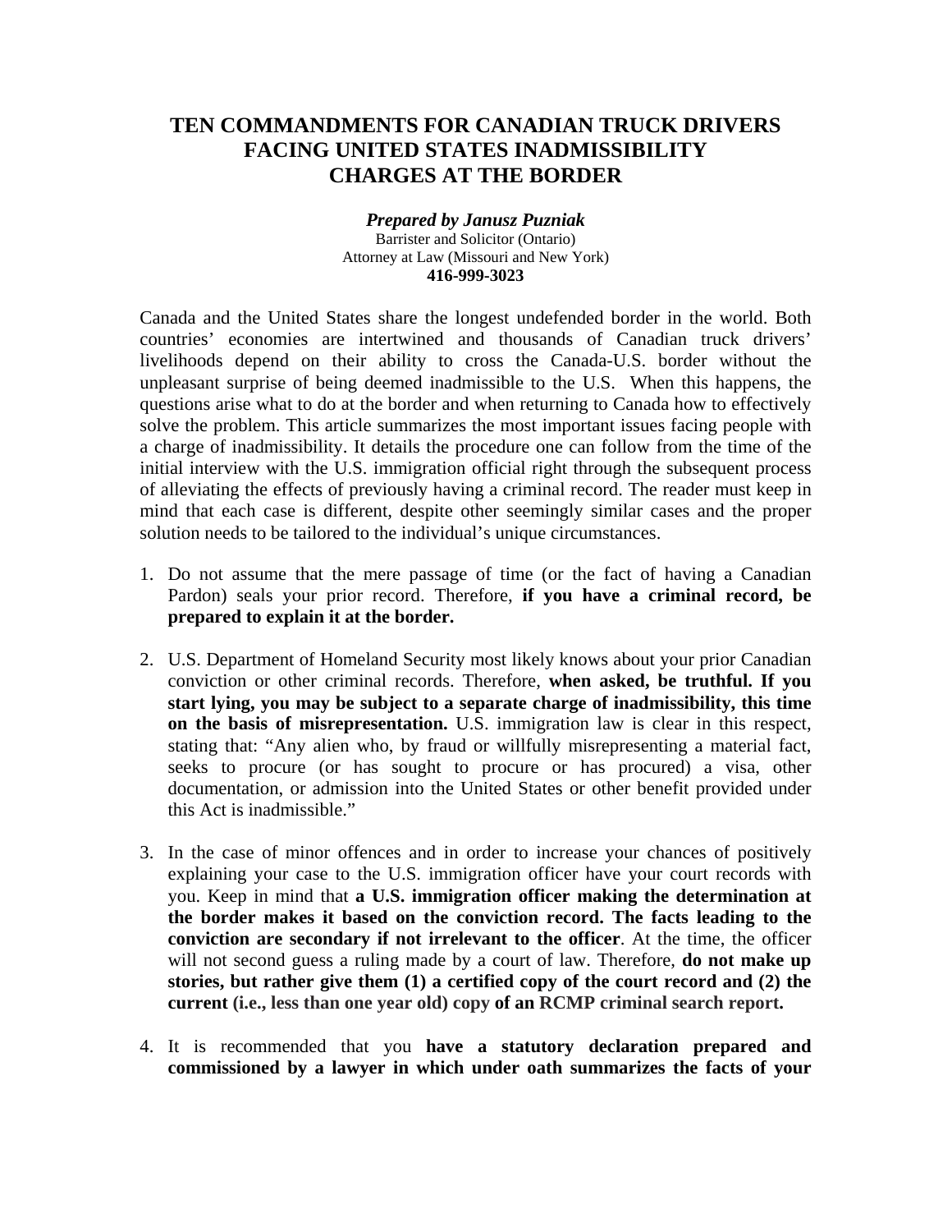# TEN COMMANDMENTS FOR CANADIAN TRUCK DRIVERS FACING UNITED STATES INADMISSIBILITY CHARGES AT THE BORDER

***Prepared by Janusz Puzniak***
Barrister and Solicitor (Ontario)
Attorney at Law (Missouri and New York)
**416-999-3023**

Canada and the United States share the longest undefended border in the world. Both countries' economies are intertwined and thousands of Canadian truck drivers' livelihoods depend on their ability to cross the Canada-U.S. border without the unpleasant surprise of being deemed inadmissible to the U.S. When this happens, the questions arise what to do at the border and when returning to Canada how to effectively solve the problem. This article summarizes the most important issues facing people with a charge of inadmissibility. It details the procedure one can follow from the time of the initial interview with the U.S. immigration official right through the subsequent process of alleviating the effects of previously having a criminal record. The reader must keep in mind that each case is different, despite other seemingly similar cases and the proper solution needs to be tailored to the individual's unique circumstances.

1. Do not assume that the mere passage of time (or the fact of having a Canadian Pardon) seals your prior record. Therefore, **if you have a criminal record, be prepared to explain it at the border.**

2. U.S. Department of Homeland Security most likely knows about your prior Canadian conviction or other criminal records. Therefore, **when asked, be truthful. If you start lying, you may be subject to a separate charge of inadmissibility, this time on the basis of misrepresentation.** U.S. immigration law is clear in this respect, stating that: "Any alien who, by fraud or willfully misrepresenting a material fact, seeks to procure (or has sought to procure or has procured) a visa, other documentation, or admission into the United States or other benefit provided under this Act is inadmissible."

3. In the case of minor offences and in order to increase your chances of positively explaining your case to the U.S. immigration officer have your court records with you. Keep in mind that **a U.S. immigration officer making the determination at the border makes it based on the conviction record. The facts leading to the conviction are secondary if not irrelevant to the officer**. At the time, the officer will not second guess a ruling made by a court of law. Therefore, **do not make up stories, but rather give them (1) a certified copy of the court record and (2) the current (i.e., less than one year old) copy of an RCMP criminal search report.**

4. It is recommended that you **have a statutory declaration prepared and commissioned by a lawyer in which under oath summarizes the facts of your**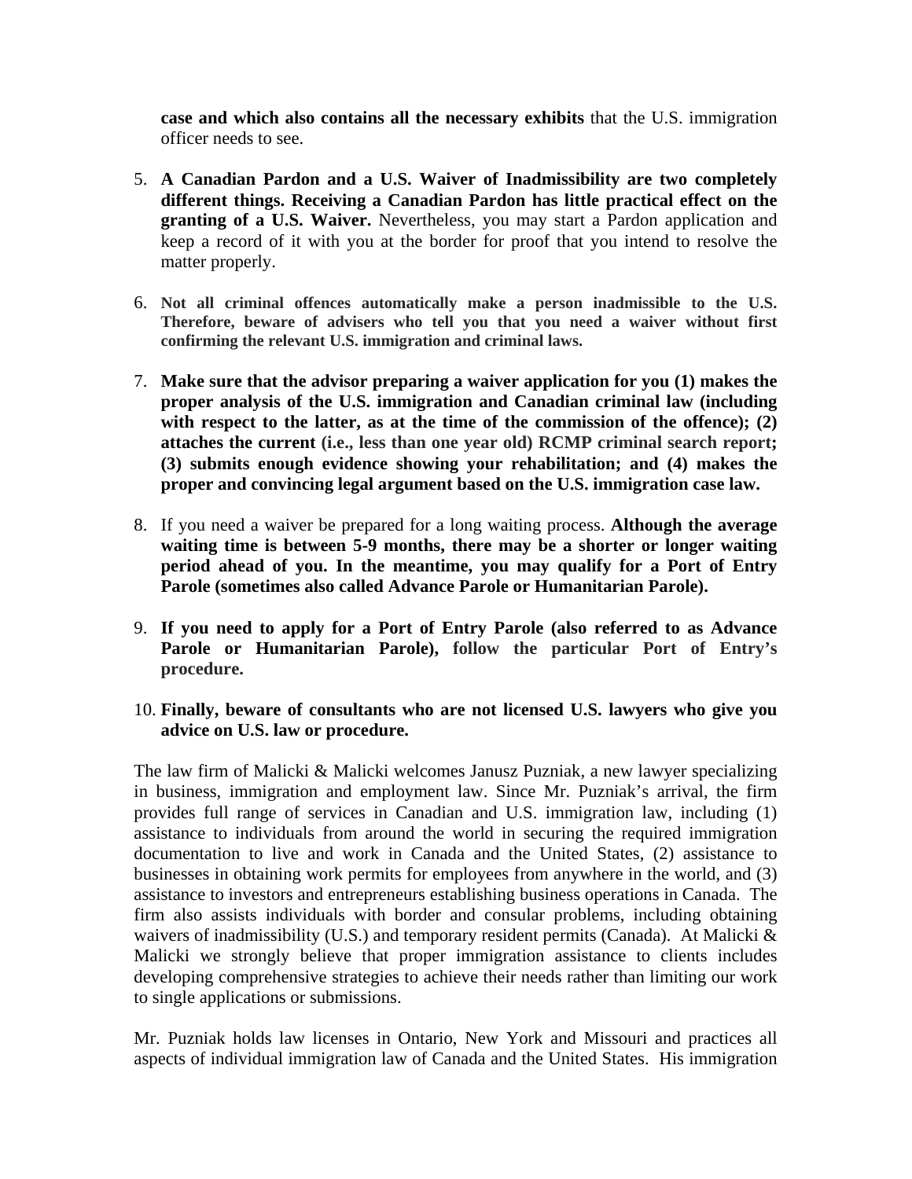**case and which also contains all the necessary exhibits** that the U.S. immigration officer needs to see.

5. **A Canadian Pardon and a U.S. Waiver of Inadmissibility are two completely different things. Receiving a Canadian Pardon has little practical effect on the granting of a U.S. Waiver.** Nevertheless, you may start a Pardon application and keep a record of it with you at the border for proof that you intend to resolve the matter properly.

6. **Not all criminal offences automatically make a person inadmissible to the U.S. Therefore, beware of advisers who tell you that you need a waiver without first confirming the relevant U.S. immigration and criminal laws.**

7. **Make sure that the advisor preparing a waiver application for you (1) makes the proper analysis of the U.S. immigration and Canadian criminal law (including with respect to the latter, as at the time of the commission of the offence); (2) attaches the current (i.e., less than one year old) RCMP criminal search report; (3) submits enough evidence showing your rehabilitation; and (4) makes the proper and convincing legal argument based on the U.S. immigration case law.**

8. If you need a waiver be prepared for a long waiting process. **Although the average waiting time is between 5-9 months, there may be a shorter or longer waiting period ahead of you. In the meantime, you may qualify for a Port of Entry Parole (sometimes also called Advance Parole or Humanitarian Parole).**

9. **If you need to apply for a Port of Entry Parole (also referred to as Advance Parole or Humanitarian Parole), follow the particular Port of Entry's procedure.**

10. **Finally, beware of consultants who are not licensed U.S. lawyers who give you advice on U.S. law or procedure.**

The law firm of Malicki & Malicki welcomes Janusz Puzniak, a new lawyer specializing in business, immigration and employment law. Since Mr. Puzniak's arrival, the firm provides full range of services in Canadian and U.S. immigration law, including (1) assistance to individuals from around the world in securing the required immigration documentation to live and work in Canada and the United States, (2) assistance to businesses in obtaining work permits for employees from anywhere in the world, and (3) assistance to investors and entrepreneurs establishing business operations in Canada. The firm also assists individuals with border and consular problems, including obtaining waivers of inadmissibility (U.S.) and temporary resident permits (Canada). At Malicki & Malicki we strongly believe that proper immigration assistance to clients includes developing comprehensive strategies to achieve their needs rather than limiting our work to single applications or submissions.

Mr. Puzniak holds law licenses in Ontario, New York and Missouri and practices all aspects of individual immigration law of Canada and the United States. His immigration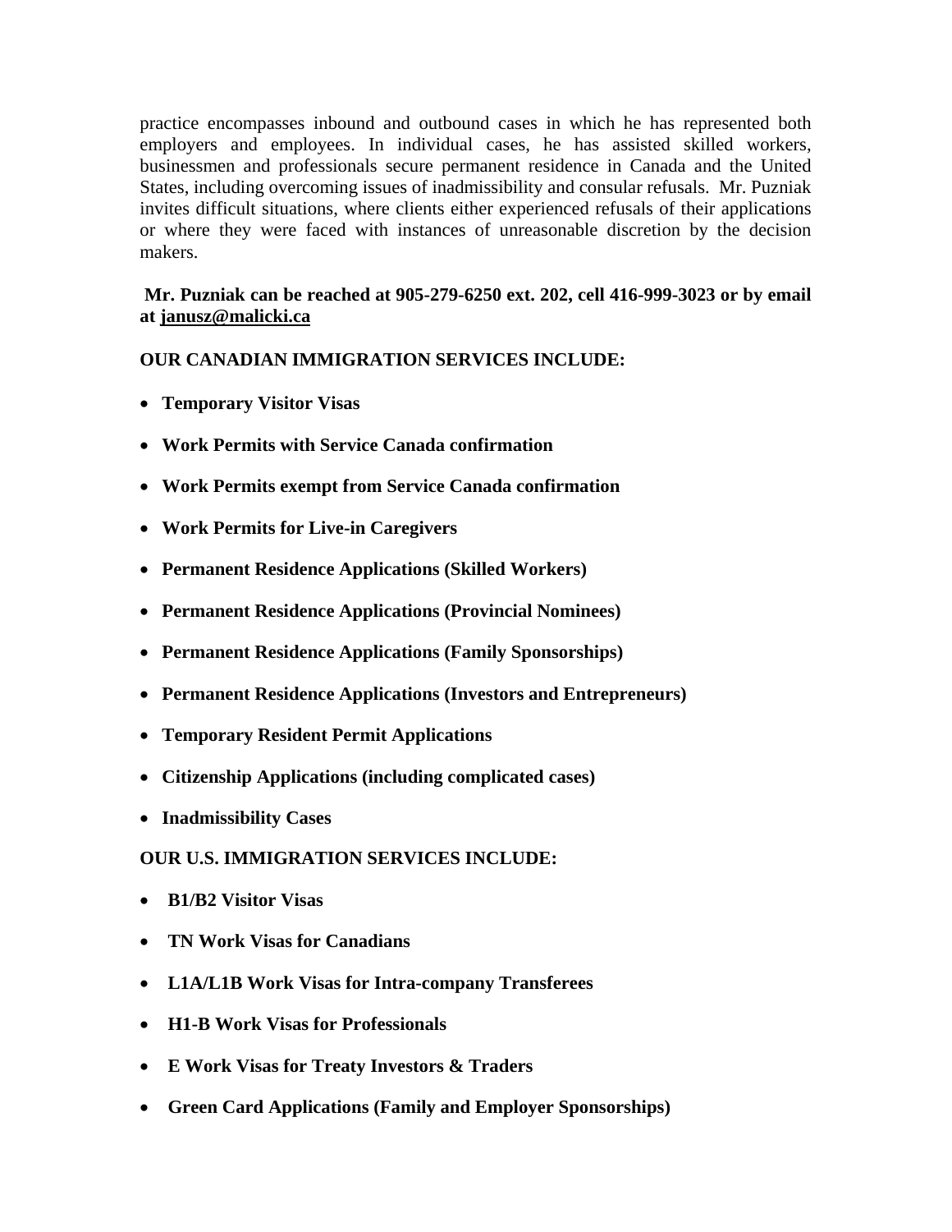practice encompasses inbound and outbound cases in which he has represented both employers and employees. In individual cases, he has assisted skilled workers, businessmen and professionals secure permanent residence in Canada and the United States, including overcoming issues of inadmissibility and consular refusals. Mr. Puzniak invites difficult situations, where clients either experienced refusals of their applications or where they were faced with instances of unreasonable discretion by the decision makers.

**Mr. Puzniak can be reached at 905-279-6250 ext. 202, cell 416-999-3023 or by email at janusz@malicki.ca**

**OUR CANADIAN IMMIGRATION SERVICES INCLUDE:**

- **Temporary Visitor Visas**
- **Work Permits with Service Canada confirmation**
- **Work Permits exempt from Service Canada confirmation**
- **Work Permits for Live-in Caregivers**
- **Permanent Residence Applications (Skilled Workers)**
- **Permanent Residence Applications (Provincial Nominees)**
- **Permanent Residence Applications (Family Sponsorships)**
- **Permanent Residence Applications (Investors and Entrepreneurs)**
- **Temporary Resident Permit Applications**
- **Citizenship Applications (including complicated cases)**
- **Inadmissibility Cases**

**OUR U.S. IMMIGRATION SERVICES INCLUDE:**

- **B1/B2 Visitor Visas**
- **TN Work Visas for Canadians**
- **L1A/L1B Work Visas for Intra-company Transferees**
- **H1-B Work Visas for Professionals**
- **E Work Visas for Treaty Investors & Traders**
- **Green Card Applications (Family and Employer Sponsorships)**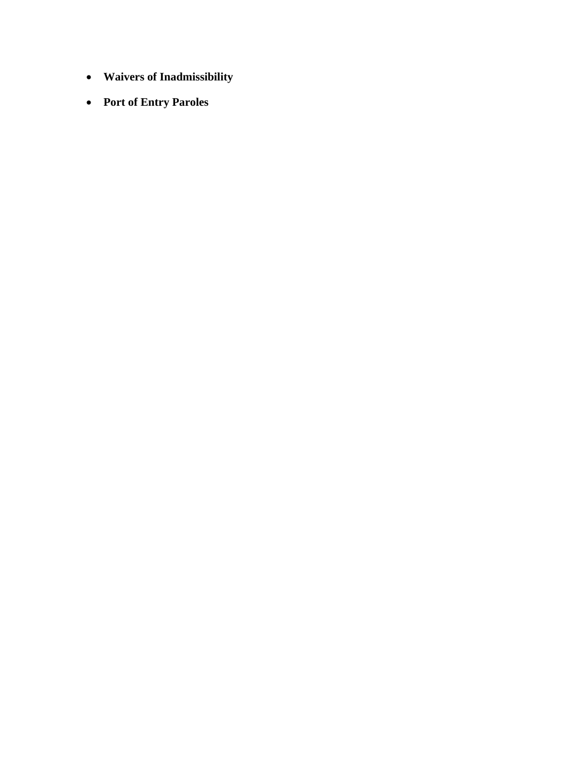- **Waivers of Inadmissibility**
- **Port of Entry Paroles**